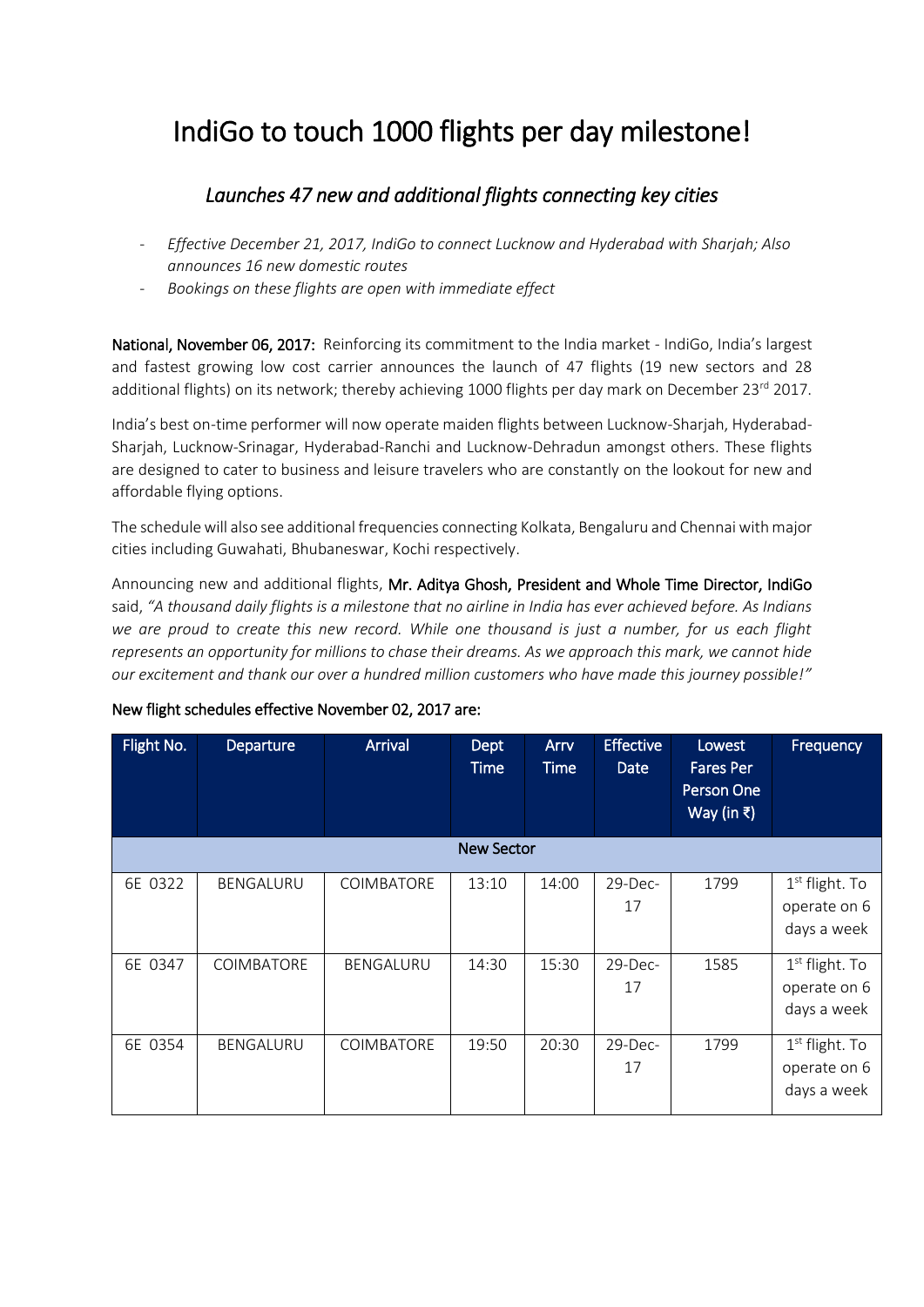# IndiGo to touch 1000 flights per day milestone!

## *Launches 47 new and additional flights connecting key cities*

- *Effective December 21, 2017, IndiGo to connect Lucknow and Hyderabad with Sharjah; Also announces 16 new domestic routes*
- *Bookings on these flights are open with immediate effect*

**National, November 06, 2017:** Reinforcing its commitment to the India market - IndiGo, India's largest and fastest growing low cost carrier announces the launch of 47 flights (19 new sectors and 28 additional flights) on its network; thereby achieving 1000 flights per day mark on December 23rd 2017.

India's best on-time performer will now operate maiden flights between Lucknow-Sharjah, Hyderabad-Sharjah, Lucknow-Srinagar, Hyderabad-Ranchi and Lucknow-Dehradun amongst others. These flights are designed to cater to business and leisure travelers who are constantly on the lookout for new and affordable flying options.

The schedule will also see additional frequencies connecting Kolkata, Bengaluru and Chennai with major cities including Guwahati, Bhubaneswar, Kochi respectively.

Announcing new and additional flights, **Mr. Aditya Ghosh, President and Whole Time Director, IndiGo** said, *"A thousand daily flights is a milestone that no airline in India has ever achieved before. As Indians we are proud to create this new record. While one thousand is just a number, for us each flight represents an opportunity for millions to chase their dreams. As we approach this mark, we cannot hide our excitement and thank our over a hundred million customers who have made this journey possible!"*

**New flight schedules effective November 02, 2017 are:**

| Flight No. | Departure | Arrival | Dept Time | Arrv Time | Effective Date | Lowest Fares Per Person One Way (in ₹) | Frequency |
|---|---|---|---|---|---|---|---|
| New Sector | | | | | | | |
| 6E 0322 | BENGALURU | COIMBATORE | 13:10 | 14:00 | 29-Dec-17 | 1799 | 1st flight. To operate on 6 days a week |
| 6E 0347 | COIMBATORE | BENGALURU | 14:30 | 15:30 | 29-Dec-17 | 1585 | 1st flight. To operate on 6 days a week |
| 6E 0354 | BENGALURU | COIMBATORE | 19:50 | 20:30 | 29-Dec-17 | 1799 | 1st flight. To operate on 6 days a week |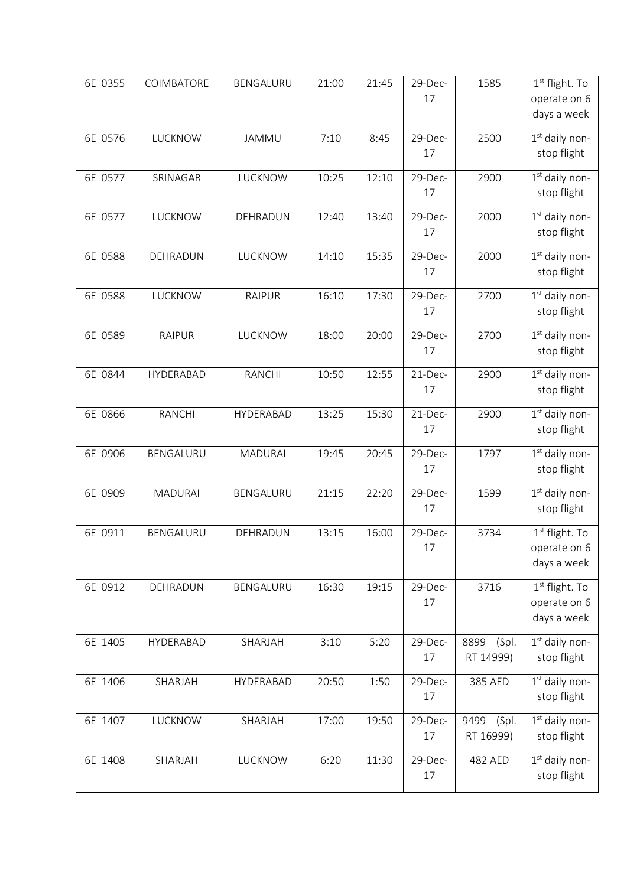| 6E 0355 | COIMBATORE | BENGALURU | 21:00 | 21:45 | 29-Dec-17 | 1585 | 1st flight. To operate on 6 days a week |
|---|---|---|---|---|---|---|---|
| 6E 0576 | LUCKNOW | JAMMU | 7:10 | 8:45 | 29-Dec-17 | 2500 | 1st daily non-stop flight |
| 6E 0577 | SRINAGAR | LUCKNOW | 10:25 | 12:10 | 29-Dec-17 | 2900 | 1st daily non-stop flight |
| 6E 0577 | LUCKNOW | DEHRADUN | 12:40 | 13:40 | 29-Dec-17 | 2000 | 1st daily non-stop flight |
| 6E 0588 | DEHRADUN | LUCKNOW | 14:10 | 15:35 | 29-Dec-17 | 2000 | 1st daily non-stop flight |
| 6E 0588 | LUCKNOW | RAIPUR | 16:10 | 17:30 | 29-Dec-17 | 2700 | 1st daily non-stop flight |
| 6E 0589 | RAIPUR | LUCKNOW | 18:00 | 20:00 | 29-Dec-17 | 2700 | 1st daily non-stop flight |
| 6E 0844 | HYDERABAD | RANCHI | 10:50 | 12:55 | 21-Dec-17 | 2900 | 1st daily non-stop flight |
| 6E 0866 | RANCHI | HYDERABAD | 13:25 | 15:30 | 21-Dec-17 | 2900 | 1st daily non-stop flight |
| 6E 0906 | BENGALURU | MADURAI | 19:45 | 20:45 | 29-Dec-17 | 1797 | 1st daily non-stop flight |
| 6E 0909 | MADURAI | BENGALURU | 21:15 | 22:20 | 29-Dec-17 | 1599 | 1st daily non-stop flight |
| 6E 0911 | BENGALURU | DEHRADUN | 13:15 | 16:00 | 29-Dec-17 | 3734 | 1st flight. To operate on 6 days a week |
| 6E 0912 | DEHRADUN | BENGALURU | 16:30 | 19:15 | 29-Dec-17 | 3716 | 1st flight. To operate on 6 days a week |
| 6E 1405 | HYDERABAD | SHARJAH | 3:10 | 5:20 | 29-Dec-17 | 8899 (Spl. RT 14999) | 1st daily non-stop flight |
| 6E 1406 | SHARJAH | HYDERABAD | 20:50 | 1:50 | 29-Dec-17 | 385 AED | 1st daily non-stop flight |
| 6E 1407 | LUCKNOW | SHARJAH | 17:00 | 19:50 | 29-Dec-17 | 9499 (Spl. RT 16999) | 1st daily non-stop flight |
| 6E 1408 | SHARJAH | LUCKNOW | 6:20 | 11:30 | 29-Dec-17 | 482 AED | 1st daily non-stop flight |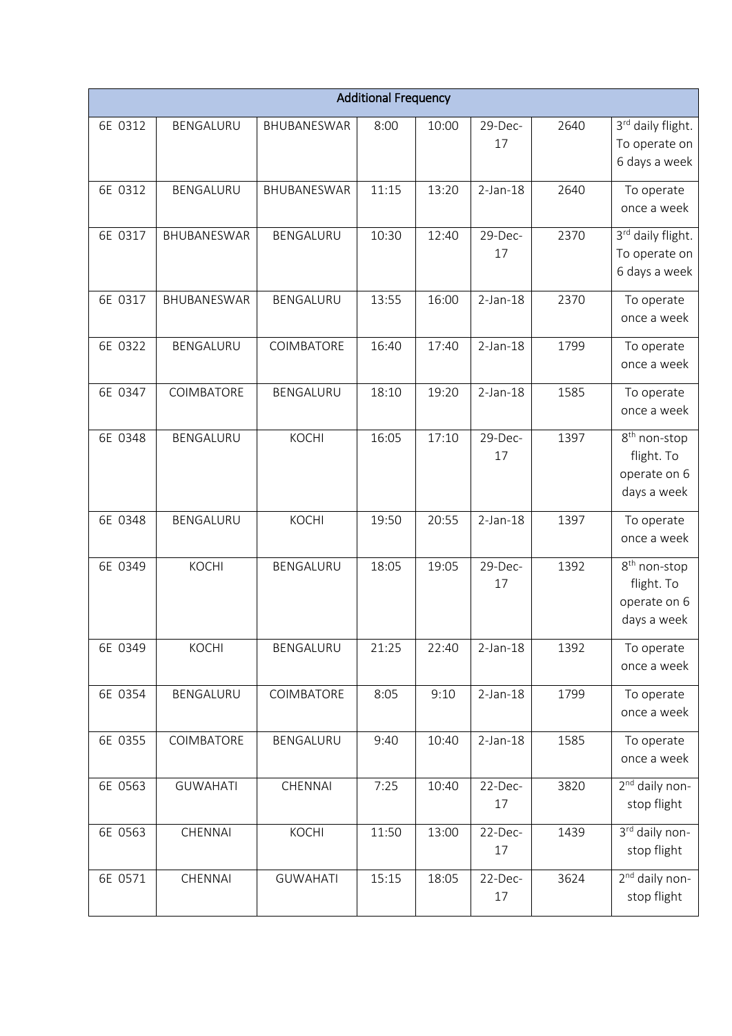| Additional Frequency | | | | | | | |
|---|---|---|---|---|---|---|---|
| 6E 0312 | BENGALURU | BHUBANESWAR | 8:00 | 10:00 | 29-Dec-17 | 2640 | 3rd daily flight. To operate on 6 days a week |
| 6E 0312 | BENGALURU | BHUBANESWAR | 11:15 | 13:20 | 2-Jan-18 | 2640 | To operate once a week |
| 6E 0317 | BHUBANESWAR | BENGALURU | 10:30 | 12:40 | 29-Dec-17 | 2370 | 3rd daily flight. To operate on 6 days a week |
| 6E 0317 | BHUBANESWAR | BENGALURU | 13:55 | 16:00 | 2-Jan-18 | 2370 | To operate once a week |
| 6E 0322 | BENGALURU | COIMBATORE | 16:40 | 17:40 | 2-Jan-18 | 1799 | To operate once a week |
| 6E 0347 | COIMBATORE | BENGALURU | 18:10 | 19:20 | 2-Jan-18 | 1585 | To operate once a week |
| 6E 0348 | BENGALURU | KOCHI | 16:05 | 17:10 | 29-Dec-17 | 1397 | 8th non-stop flight. To operate on 6 days a week |
| 6E 0348 | BENGALURU | KOCHI | 19:50 | 20:55 | 2-Jan-18 | 1397 | To operate once a week |
| 6E 0349 | KOCHI | BENGALURU | 18:05 | 19:05 | 29-Dec-17 | 1392 | 8th non-stop flight. To operate on 6 days a week |
| 6E 0349 | KOCHI | BENGALURU | 21:25 | 22:40 | 2-Jan-18 | 1392 | To operate once a week |
| 6E 0354 | BENGALURU | COIMBATORE | 8:05 | 9:10 | 2-Jan-18 | 1799 | To operate once a week |
| 6E 0355 | COIMBATORE | BENGALURU | 9:40 | 10:40 | 2-Jan-18 | 1585 | To operate once a week |
| 6E 0563 | GUWAHATI | CHENNAI | 7:25 | 10:40 | 22-Dec-17 | 3820 | 2nd daily non-stop flight |
| 6E 0563 | CHENNAI | KOCHI | 11:50 | 13:00 | 22-Dec-17 | 1439 | 3rd daily non-stop flight |
| 6E 0571 | CHENNAI | GUWAHATI | 15:15 | 18:05 | 22-Dec-17 | 3624 | 2nd daily non-stop flight |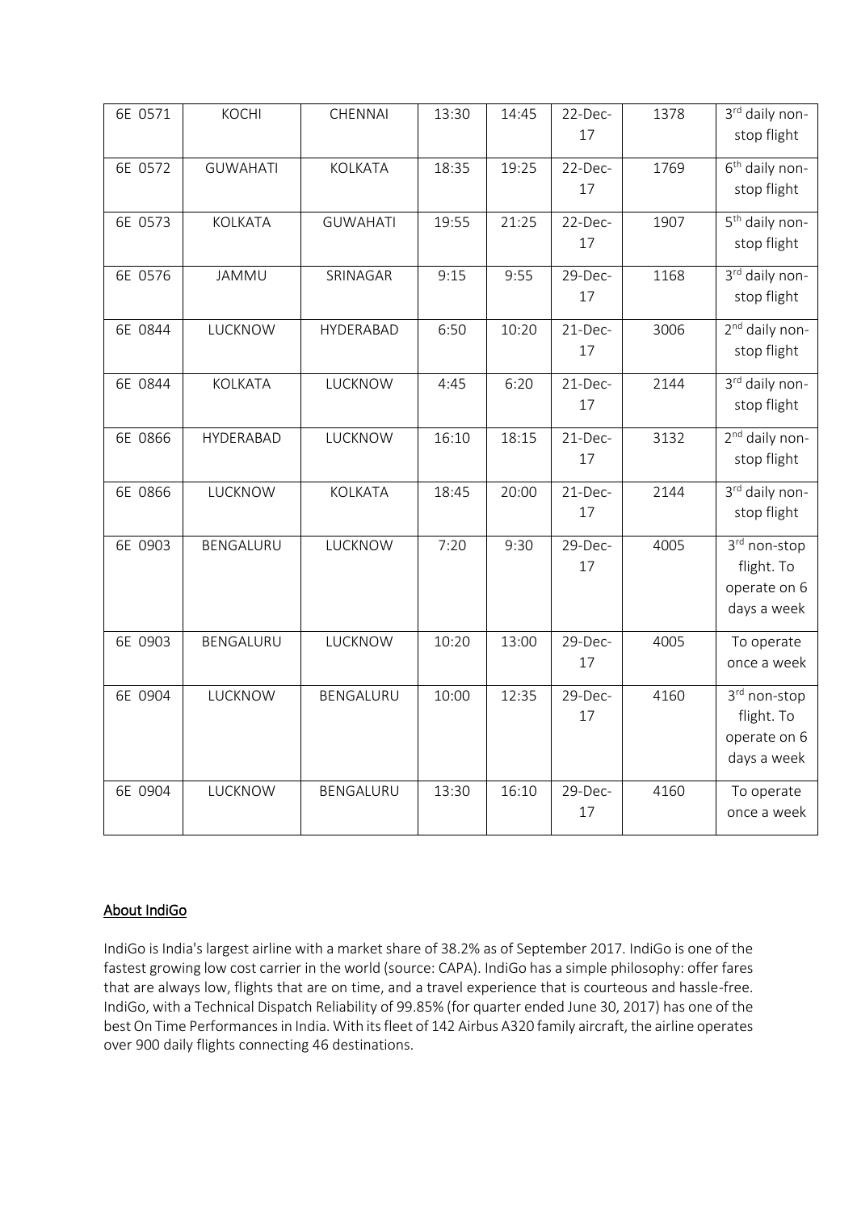| 6E 0571 | KOCHI | CHENNAI | 13:30 | 14:45 | 22-Dec-17 | 1378 | 3rd daily non-stop flight |
|---|---|---|---|---|---|---|---|
| 6E 0572 | GUWAHATI | KOLKATA | 18:35 | 19:25 | 22-Dec-17 | 1769 | 6th daily non-stop flight |
| 6E 0573 | KOLKATA | GUWAHATI | 19:55 | 21:25 | 22-Dec-17 | 1907 | 5th daily non-stop flight |
| 6E 0576 | JAMMU | SRINAGAR | 9:15 | 9:55 | 29-Dec-17 | 1168 | 3rd daily non-stop flight |
| 6E 0844 | LUCKNOW | HYDERABAD | 6:50 | 10:20 | 21-Dec-17 | 3006 | 2nd daily non-stop flight |
| 6E 0844 | KOLKATA | LUCKNOW | 4:45 | 6:20 | 21-Dec-17 | 2144 | 3rd daily non-stop flight |
| 6E 0866 | HYDERABAD | LUCKNOW | 16:10 | 18:15 | 21-Dec-17 | 3132 | 2nd daily non-stop flight |
| 6E 0866 | LUCKNOW | KOLKATA | 18:45 | 20:00 | 21-Dec-17 | 2144 | 3rd daily non-stop flight |
| 6E 0903 | BENGALURU | LUCKNOW | 7:20 | 9:30 | 29-Dec-17 | 4005 | 3rd non-stop flight. To operate on 6 days a week |
| 6E 0903 | BENGALURU | LUCKNOW | 10:20 | 13:00 | 29-Dec-17 | 4005 | To operate once a week |
| 6E 0904 | LUCKNOW | BENGALURU | 10:00 | 12:35 | 29-Dec-17 | 4160 | 3rd non-stop flight. To operate on 6 days a week |
| 6E 0904 | LUCKNOW | BENGALURU | 13:30 | 16:10 | 29-Dec-17 | 4160 | To operate once a week |

## About IndiGo

IndiGo is India's largest airline with a market share of 38.2% as of September 2017. IndiGo is one of the fastest growing low cost carrier in the world (source: CAPA). IndiGo has a simple philosophy: offer fares that are always low, flights that are on time, and a travel experience that is courteous and hassle-free. IndiGo, with a Technical Dispatch Reliability of 99.85% (for quarter ended June 30, 2017) has one of the best On Time Performances in India. With its fleet of 142 Airbus A320 family aircraft, the airline operates over 900 daily flights connecting 46 destinations.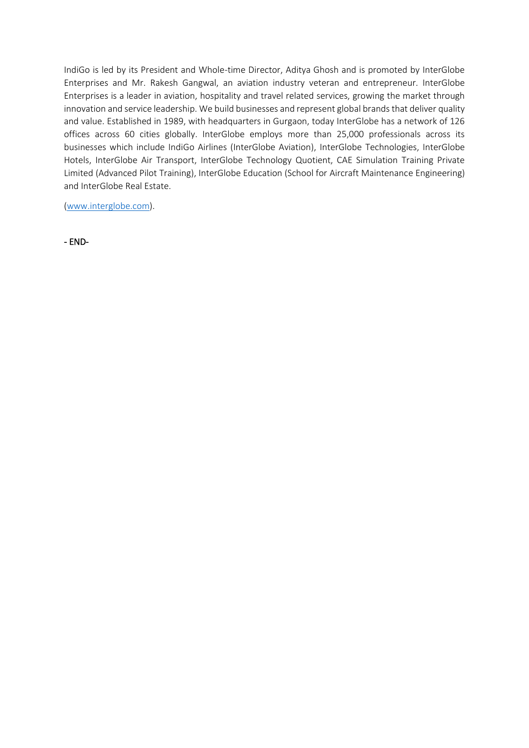IndiGo is led by its President and Whole-time Director, Aditya Ghosh and is promoted by InterGlobe Enterprises and Mr. Rakesh Gangwal, an aviation industry veteran and entrepreneur. InterGlobe Enterprises is a leader in aviation, hospitality and travel related services, growing the market through innovation and service leadership. We build businesses and represent global brands that deliver quality and value. Established in 1989, with headquarters in Gurgaon, today InterGlobe has a network of 126 offices across 60 cities globally. InterGlobe employs more than 25,000 professionals across its businesses which include IndiGo Airlines (InterGlobe Aviation), InterGlobe Technologies, InterGlobe Hotels, InterGlobe Air Transport, InterGlobe Technology Quotient, CAE Simulation Training Private Limited (Advanced Pilot Training), InterGlobe Education (School for Aircraft Maintenance Engineering) and InterGlobe Real Estate.

([www.interglobe.com](http://www.interglobe.com)).

**- END-**